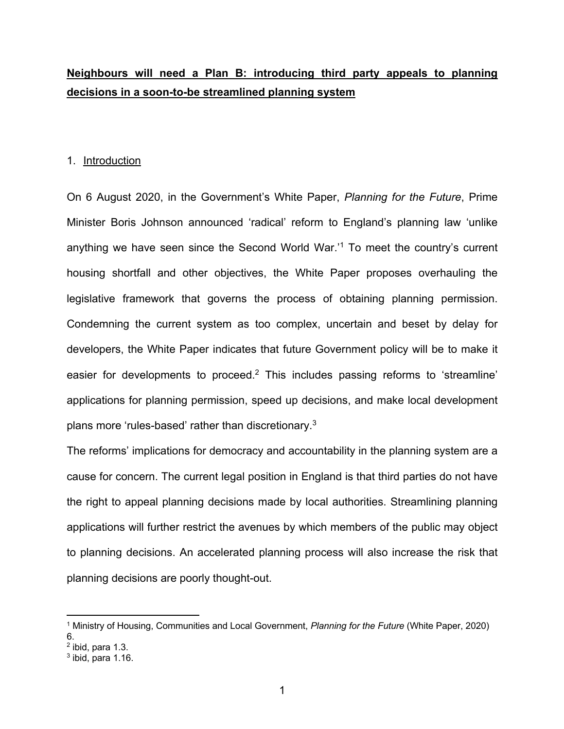**Neighbours will need a Plan B: introducing third party appeals to planning decisions in a soon-to-be streamlined planning system**

## 1. Introduction

On 6 August 2020, in the Government's White Paper, *Planning for the Future*, Prime Minister Boris Johnson announced 'radical' reform to England's planning law 'unlike anything we have seen since the Second World War.'[1] To meet the country's current housing shortfall and other objectives, the White Paper proposes overhauling the legislative framework that governs the process of obtaining planning permission. Condemning the current system as too complex, uncertain and beset by delay for developers, the White Paper indicates that future Government policy will be to make it easier for developments to proceed.[2] This includes passing reforms to 'streamline' applications for planning permission, speed up decisions, and make local development plans more 'rules-based' rather than discretionary.[3]

The reforms' implications for democracy and accountability in the planning system are a cause for concern. The current legal position in England is that third parties do not have the right to appeal planning decisions made by local authorities. Streamlining planning applications will further restrict the avenues by which members of the public may object to planning decisions. An accelerated planning process will also increase the risk that planning decisions are poorly thought-out.

---

[1] Ministry of Housing, Communities and Local Government, *Planning for the Future* (White Paper, 2020) 6.

[2] ibid, para 1.3.

[3] ibid, para 1.16.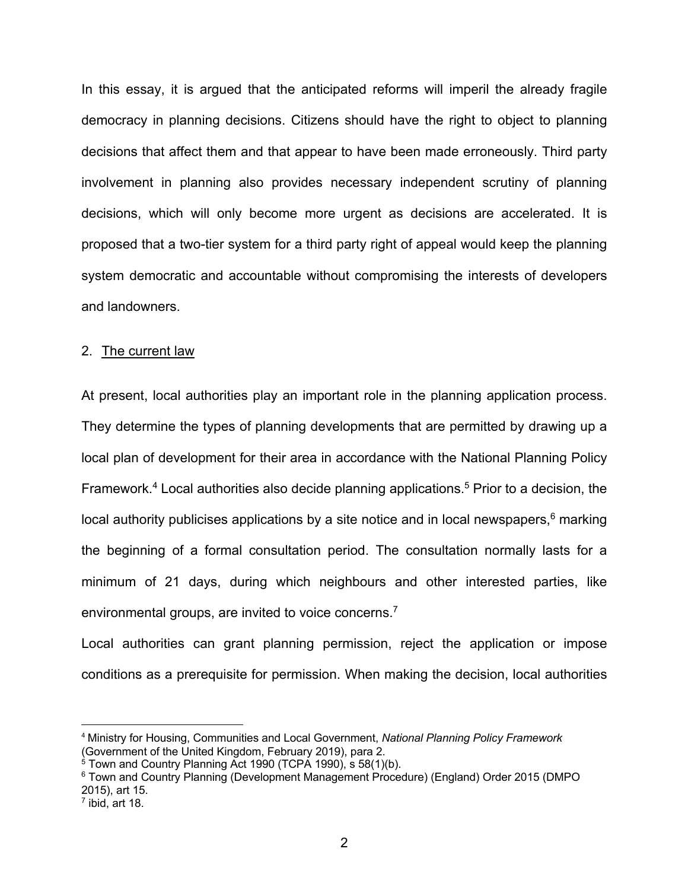In this essay, it is argued that the anticipated reforms will imperil the already fragile democracy in planning decisions. Citizens should have the right to object to planning decisions that affect them and that appear to have been made erroneously. Third party involvement in planning also provides necessary independent scrutiny of planning decisions, which will only become more urgent as decisions are accelerated. It is proposed that a two-tier system for a third party right of appeal would keep the planning system democratic and accountable without compromising the interests of developers and landowners.

## 2. The current law

At present, local authorities play an important role in the planning application process. They determine the types of planning developments that are permitted by drawing up a local plan of development for their area in accordance with the National Planning Policy Framework.[4] Local authorities also decide planning applications.[5] Prior to a decision, the local authority publicises applications by a site notice and in local newspapers,[6] marking the beginning of a formal consultation period. The consultation normally lasts for a minimum of 21 days, during which neighbours and other interested parties, like environmental groups, are invited to voice concerns.[7]

Local authorities can grant planning permission, reject the application or impose conditions as a prerequisite for permission. When making the decision, local authorities

---

[4] Ministry for Housing, Communities and Local Government, *National Planning Policy Framework* (Government of the United Kingdom, February 2019), para 2.

[5] Town and Country Planning Act 1990 (TCPA 1990), s 58(1)(b).

[6] Town and Country Planning (Development Management Procedure) (England) Order 2015 (DMPO 2015), art 15.

[7] ibid, art 18.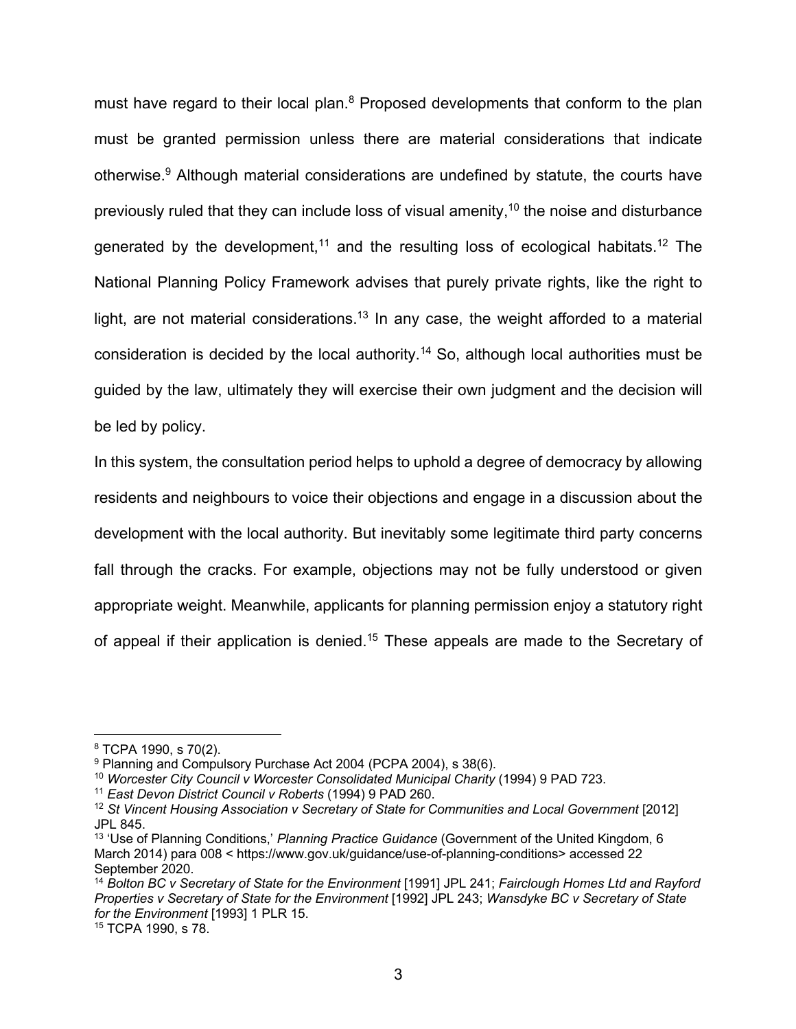must have regard to their local plan.[8] Proposed developments that conform to the plan must be granted permission unless there are material considerations that indicate otherwise.[9] Although material considerations are undefined by statute, the courts have previously ruled that they can include loss of visual amenity,[10] the noise and disturbance generated by the development,[11] and the resulting loss of ecological habitats.[12] The National Planning Policy Framework advises that purely private rights, like the right to light, are not material considerations.[13] In any case, the weight afforded to a material consideration is decided by the local authority.[14] So, although local authorities must be guided by the law, ultimately they will exercise their own judgment and the decision will be led by policy.

In this system, the consultation period helps to uphold a degree of democracy by allowing residents and neighbours to voice their objections and engage in a discussion about the development with the local authority. But inevitably some legitimate third party concerns fall through the cracks. For example, objections may not be fully understood or given appropriate weight. Meanwhile, applicants for planning permission enjoy a statutory right of appeal if their application is denied.[15] These appeals are made to the Secretary of

---

[8] TCPA 1990, s 70(2).

[9] Planning and Compulsory Purchase Act 2004 (PCPA 2004), s 38(6).

[10] *Worcester City Council v Worcester Consolidated Municipal Charity* (1994) 9 PAD 723.

[11] *East Devon District Council v Roberts* (1994) 9 PAD 260.

[12] *St Vincent Housing Association v Secretary of State for Communities and Local Government* [2012] JPL 845.

[13] 'Use of Planning Conditions,' *Planning Practice Guidance* (Government of the United Kingdom, 6 March 2014) para 008 < https://www.gov.uk/guidance/use-of-planning-conditions> accessed 22 September 2020.

[14] *Bolton BC v Secretary of State for the Environment* [1991] JPL 241; *Fairclough Homes Ltd and Rayford Properties v Secretary of State for the Environment* [1992] JPL 243; *Wansdyke BC v Secretary of State for the Environment* [1993] 1 PLR 15.

[15] TCPA 1990, s 78.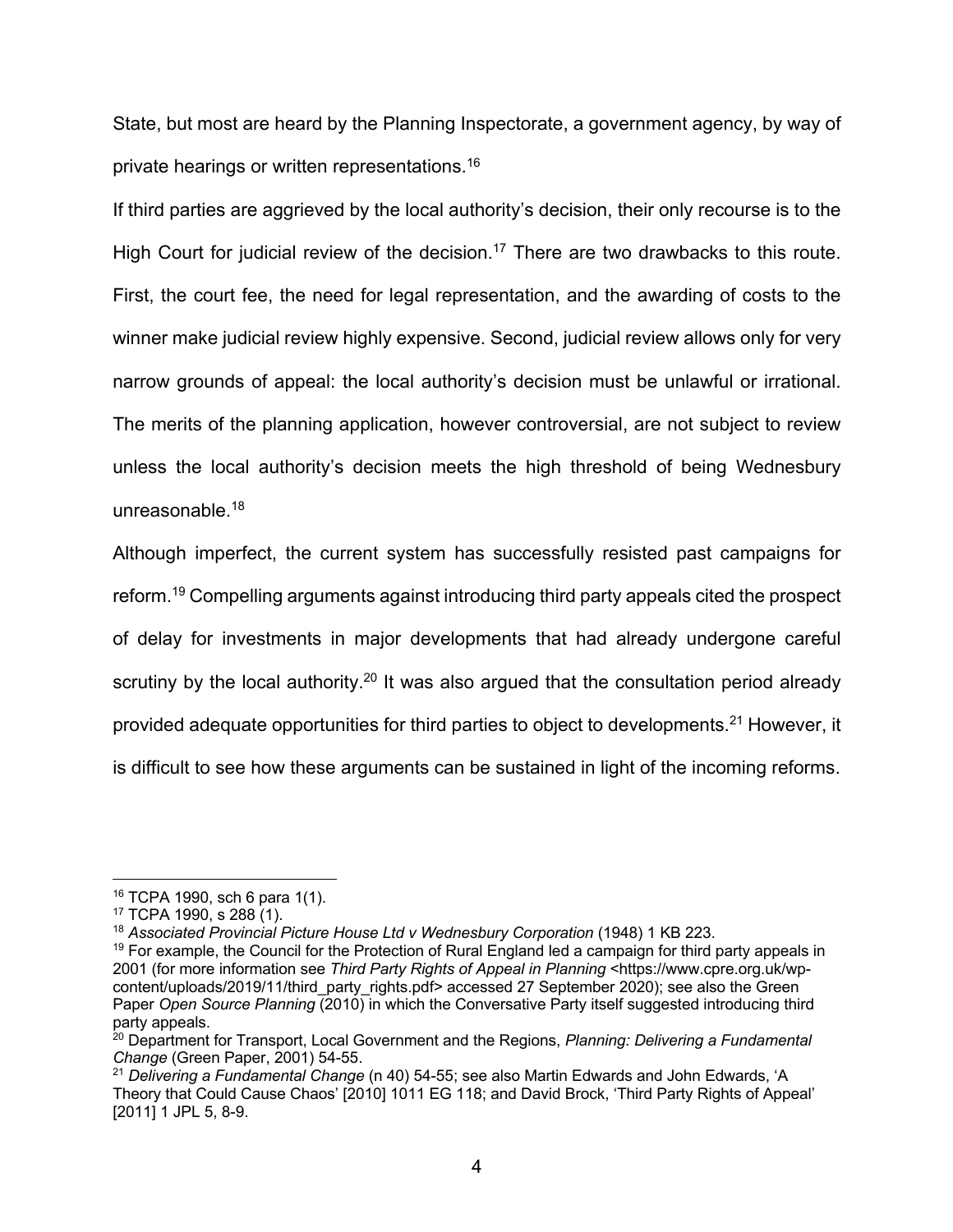State, but most are heard by the Planning Inspectorate, a government agency, by way of private hearings or written representations.[16]

If third parties are aggrieved by the local authority's decision, their only recourse is to the High Court for judicial review of the decision.[17] There are two drawbacks to this route. First, the court fee, the need for legal representation, and the awarding of costs to the winner make judicial review highly expensive. Second, judicial review allows only for very narrow grounds of appeal: the local authority's decision must be unlawful or irrational. The merits of the planning application, however controversial, are not subject to review unless the local authority's decision meets the high threshold of being Wednesbury unreasonable.[18]

Although imperfect, the current system has successfully resisted past campaigns for reform.[19] Compelling arguments against introducing third party appeals cited the prospect of delay for investments in major developments that had already undergone careful scrutiny by the local authority.[20] It was also argued that the consultation period already provided adequate opportunities for third parties to object to developments.[21] However, it is difficult to see how these arguments can be sustained in light of the incoming reforms.

---

[16] TCPA 1990, sch 6 para 1(1).

[17] TCPA 1990, s 288 (1).

[18] *Associated Provincial Picture House Ltd v Wednesbury Corporation* (1948) 1 KB 223.

[19] For example, the Council for the Protection of Rural England led a campaign for third party appeals in 2001 (for more information see *Third Party Rights of Appeal in Planning* <https://www.cpre.org.uk/wp-content/uploads/2019/11/third_party_rights.pdf> accessed 27 September 2020); see also the Green Paper *Open Source Planning* (2010) in which the Conversative Party itself suggested introducing third party appeals.

[20] Department for Transport, Local Government and the Regions, *Planning: Delivering a Fundamental Change* (Green Paper, 2001) 54-55.

[21] *Delivering a Fundamental Change* (n 40) 54-55; see also Martin Edwards and John Edwards, 'A Theory that Could Cause Chaos' [2010] 1011 EG 118; and David Brock, 'Third Party Rights of Appeal' [2011] 1 JPL 5, 8-9.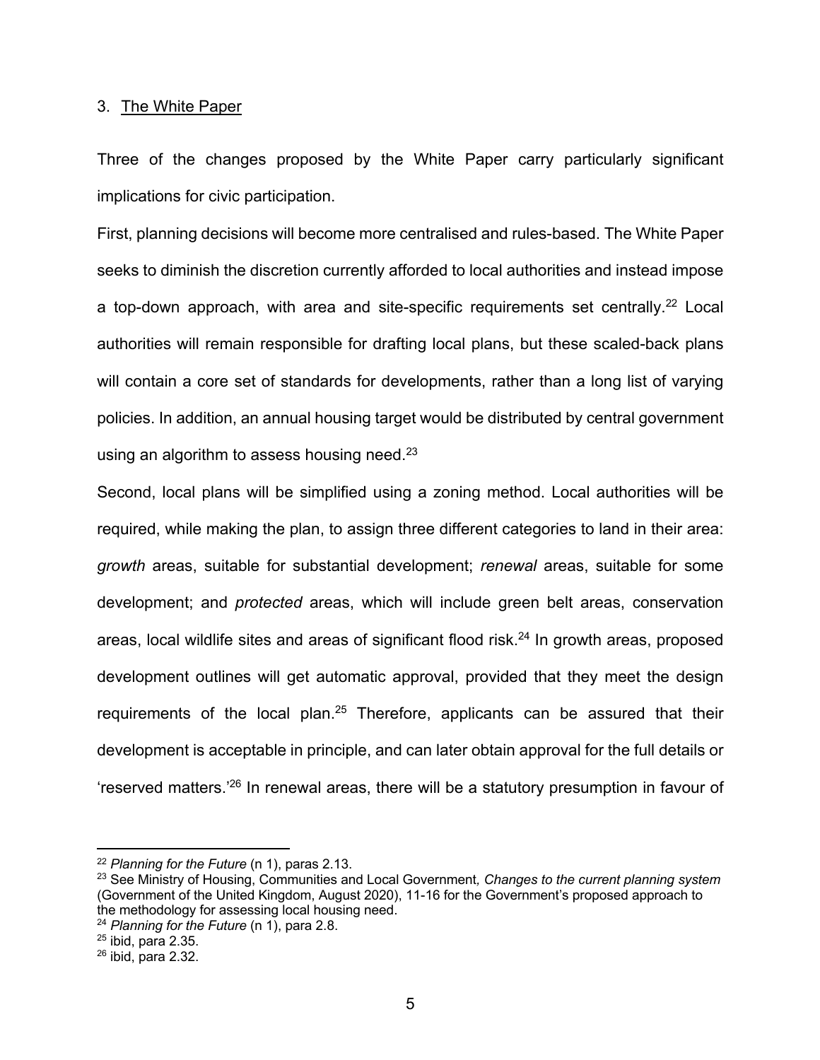3. The White Paper

Three of the changes proposed by the White Paper carry particularly significant implications for civic participation.

First, planning decisions will become more centralised and rules-based. The White Paper seeks to diminish the discretion currently afforded to local authorities and instead impose a top-down approach, with area and site-specific requirements set centrally.[22] Local authorities will remain responsible for drafting local plans, but these scaled-back plans will contain a core set of standards for developments, rather than a long list of varying policies. In addition, an annual housing target would be distributed by central government using an algorithm to assess housing need.[23]

Second, local plans will be simplified using a zoning method. Local authorities will be required, while making the plan, to assign three different categories to land in their area: *growth* areas, suitable for substantial development; *renewal* areas, suitable for some development; and *protected* areas, which will include green belt areas, conservation areas, local wildlife sites and areas of significant flood risk.[24] In growth areas, proposed development outlines will get automatic approval, provided that they meet the design requirements of the local plan.[25] Therefore, applicants can be assured that their development is acceptable in principle, and can later obtain approval for the full details or 'reserved matters.'[26] In renewal areas, there will be a statutory presumption in favour of

---

[22] *Planning for the Future* (n 1), paras 2.13.

[23] See Ministry of Housing, Communities and Local Government*, Changes to the current planning system* (Government of the United Kingdom, August 2020), 11-16 for the Government's proposed approach to the methodology for assessing local housing need.

[24] *Planning for the Future* (n 1), para 2.8.

[25] ibid, para 2.35.

[26] ibid, para 2.32.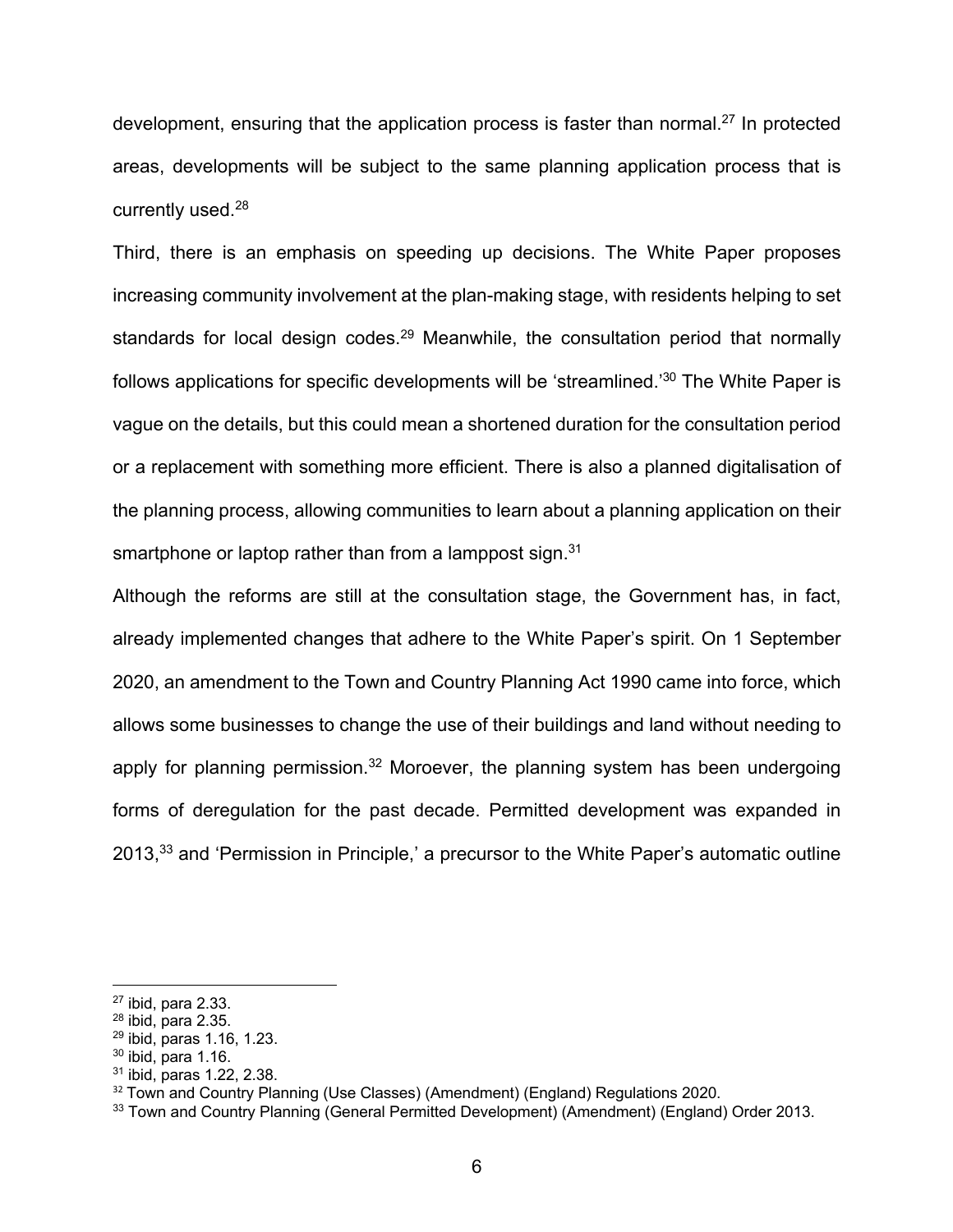development, ensuring that the application process is faster than normal.[27] In protected areas, developments will be subject to the same planning application process that is currently used.[28]

Third, there is an emphasis on speeding up decisions. The White Paper proposes increasing community involvement at the plan-making stage, with residents helping to set standards for local design codes.[29] Meanwhile, the consultation period that normally follows applications for specific developments will be 'streamlined.'[30] The White Paper is vague on the details, but this could mean a shortened duration for the consultation period or a replacement with something more efficient. There is also a planned digitalisation of the planning process, allowing communities to learn about a planning application on their smartphone or laptop rather than from a lamppost sign.[31]

Although the reforms are still at the consultation stage, the Government has, in fact, already implemented changes that adhere to the White Paper's spirit. On 1 September 2020, an amendment to the Town and Country Planning Act 1990 came into force, which allows some businesses to change the use of their buildings and land without needing to apply for planning permission.[32] Moroever, the planning system has been undergoing forms of deregulation for the past decade. Permitted development was expanded in 2013,[33] and 'Permission in Principle,' a precursor to the White Paper's automatic outline

---

[27] ibid, para 2.33.
[28] ibid, para 2.35.
[29] ibid, paras 1.16, 1.23.
[30] ibid, para 1.16.
[31] ibid, paras 1.22, 2.38.
[32] Town and Country Planning (Use Classes) (Amendment) (England) Regulations 2020.
[33] Town and Country Planning (General Permitted Development) (Amendment) (England) Order 2013.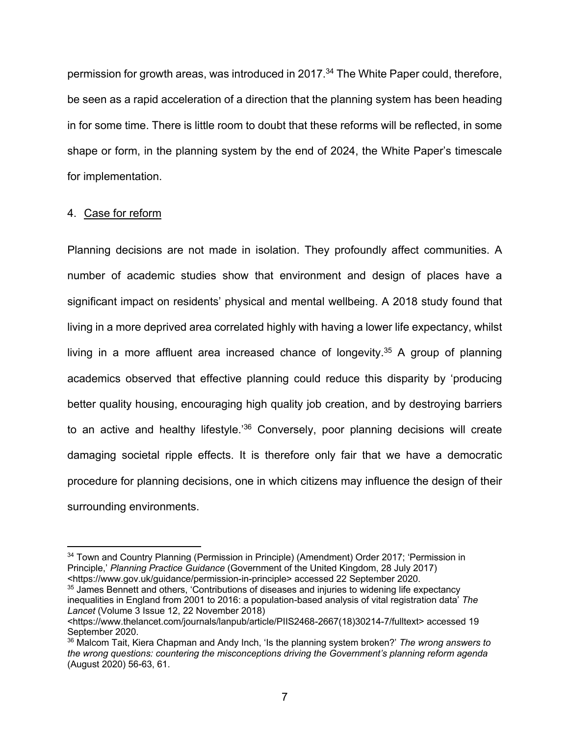permission for growth areas, was introduced in 2017.[34] The White Paper could, therefore, be seen as a rapid acceleration of a direction that the planning system has been heading in for some time. There is little room to doubt that these reforms will be reflected, in some shape or form, in the planning system by the end of 2024, the White Paper's timescale for implementation.

## 4. Case for reform

Planning decisions are not made in isolation. They profoundly affect communities. A number of academic studies show that environment and design of places have a significant impact on residents' physical and mental wellbeing. A 2018 study found that living in a more deprived area correlated highly with having a lower life expectancy, whilst living in a more affluent area increased chance of longevity.[35] A group of planning academics observed that effective planning could reduce this disparity by 'producing better quality housing, encouraging high quality job creation, and by destroying barriers to an active and healthy lifestyle.'[36] Conversely, poor planning decisions will create damaging societal ripple effects. It is therefore only fair that we have a democratic procedure for planning decisions, one in which citizens may influence the design of their surrounding environments.

---

[34] Town and Country Planning (Permission in Principle) (Amendment) Order 2017; 'Permission in Principle,' *Planning Practice Guidance* (Government of the United Kingdom, 28 July 2017) <https://www.gov.uk/guidance/permission-in-principle> accessed 22 September 2020.

[35] James Bennett and others, 'Contributions of diseases and injuries to widening life expectancy inequalities in England from 2001 to 2016: a population-based analysis of vital registration data' *The Lancet* (Volume 3 Issue 12, 22 November 2018) <https://www.thelancet.com/journals/lanpub/article/PIIS2468-2667(18)30214-7/fulltext> accessed 19 September 2020.

[36] Malcom Tait, Kiera Chapman and Andy Inch, 'Is the planning system broken?' *The wrong answers to the wrong questions: countering the misconceptions driving the Government's planning reform agenda* (August 2020) 56-63, 61.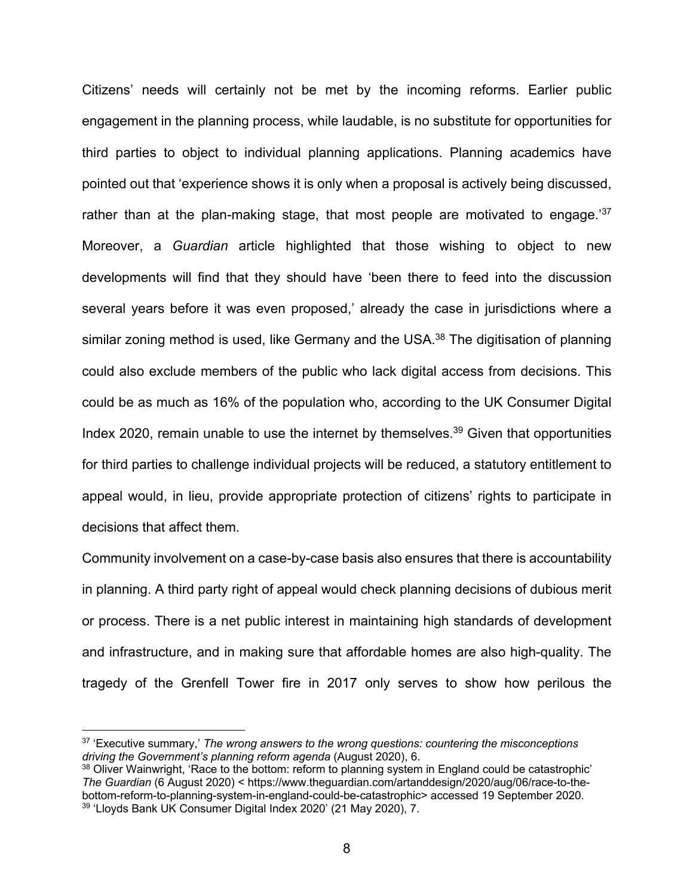Citizens' needs will certainly not be met by the incoming reforms. Earlier public engagement in the planning process, while laudable, is no substitute for opportunities for third parties to object to individual planning applications. Planning academics have pointed out that 'experience shows it is only when a proposal is actively being discussed, rather than at the plan-making stage, that most people are motivated to engage.'[37] Moreover, a *Guardian* article highlighted that those wishing to object to new developments will find that they should have 'been there to feed into the discussion several years before it was even proposed,' already the case in jurisdictions where a similar zoning method is used, like Germany and the USA.[38] The digitisation of planning could also exclude members of the public who lack digital access from decisions. This could be as much as 16% of the population who, according to the UK Consumer Digital Index 2020, remain unable to use the internet by themselves.[39] Given that opportunities for third parties to challenge individual projects will be reduced, a statutory entitlement to appeal would, in lieu, provide appropriate protection of citizens' rights to participate in decisions that affect them.

Community involvement on a case-by-case basis also ensures that there is accountability in planning. A third party right of appeal would check planning decisions of dubious merit or process. There is a net public interest in maintaining high standards of development and infrastructure, and in making sure that affordable homes are also high-quality. The tragedy of the Grenfell Tower fire in 2017 only serves to show how perilous the

---

[37] 'Executive summary,' *The wrong answers to the wrong questions: countering the misconceptions driving the Government's planning reform agenda* (August 2020), 6.

[38] Oliver Wainwright, 'Race to the bottom: reform to planning system in England could be catastrophic' *The Guardian* (6 August 2020) < https://www.theguardian.com/artanddesign/2020/aug/06/race-to-the-bottom-reform-to-planning-system-in-england-could-be-catastrophic> accessed 19 September 2020.

[39] 'Lloyds Bank UK Consumer Digital Index 2020' (21 May 2020), 7.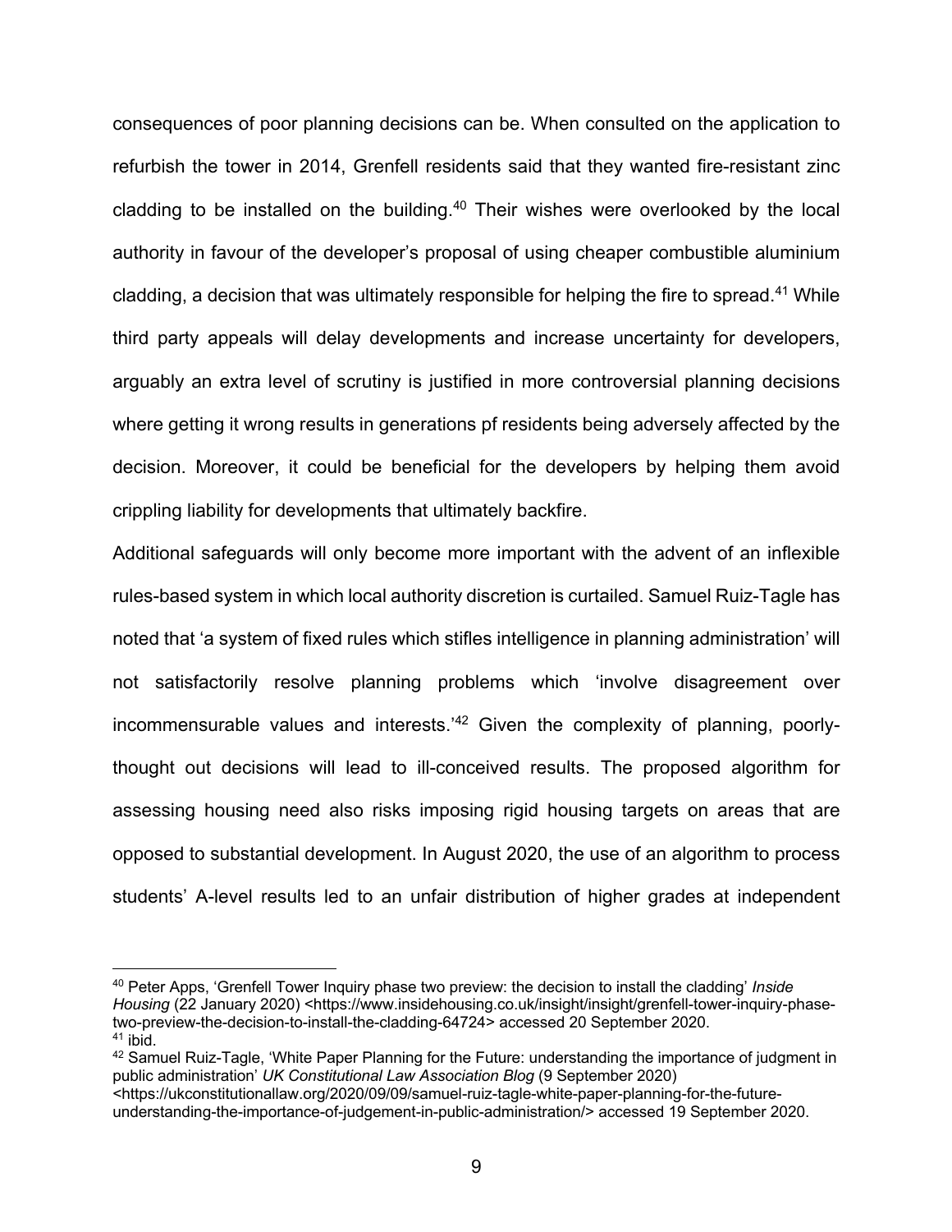consequences of poor planning decisions can be. When consulted on the application to refurbish the tower in 2014, Grenfell residents said that they wanted fire-resistant zinc cladding to be installed on the building.[40] Their wishes were overlooked by the local authority in favour of the developer's proposal of using cheaper combustible aluminium cladding, a decision that was ultimately responsible for helping the fire to spread.[41] While third party appeals will delay developments and increase uncertainty for developers, arguably an extra level of scrutiny is justified in more controversial planning decisions where getting it wrong results in generations pf residents being adversely affected by the decision. Moreover, it could be beneficial for the developers by helping them avoid crippling liability for developments that ultimately backfire.

Additional safeguards will only become more important with the advent of an inflexible rules-based system in which local authority discretion is curtailed. Samuel Ruiz-Tagle has noted that 'a system of fixed rules which stifles intelligence in planning administration' will not satisfactorily resolve planning problems which 'involve disagreement over incommensurable values and interests.'[42] Given the complexity of planning, poorly-thought out decisions will lead to ill-conceived results. The proposed algorithm for assessing housing need also risks imposing rigid housing targets on areas that are opposed to substantial development. In August 2020, the use of an algorithm to process students' A-level results led to an unfair distribution of higher grades at independent

---

[40] Peter Apps, 'Grenfell Tower Inquiry phase two preview: the decision to install the cladding' *Inside Housing* (22 January 2020) <https://www.insidehousing.co.uk/insight/insight/grenfell-tower-inquiry-phase-two-preview-the-decision-to-install-the-cladding-64724> accessed 20 September 2020.

[41] ibid.

[42] Samuel Ruiz-Tagle, 'White Paper Planning for the Future: understanding the importance of judgment in public administration' *UK Constitutional Law Association Blog* (9 September 2020) <https://ukconstitutionallaw.org/2020/09/09/samuel-ruiz-tagle-white-paper-planning-for-the-future-understanding-the-importance-of-judgement-in-public-administration/> accessed 19 September 2020.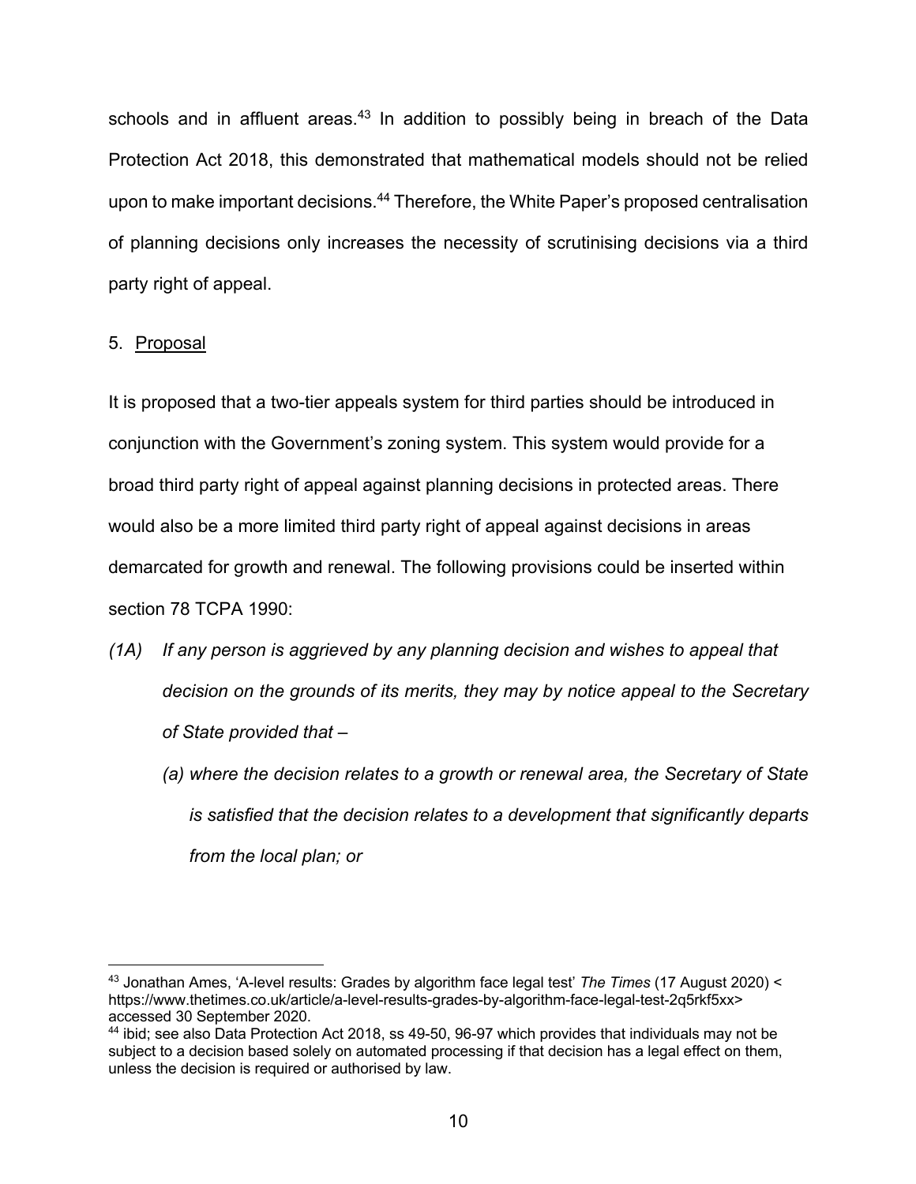schools and in affluent areas.[43] In addition to possibly being in breach of the Data Protection Act 2018, this demonstrated that mathematical models should not be relied upon to make important decisions.[44] Therefore, the White Paper's proposed centralisation of planning decisions only increases the necessity of scrutinising decisions via a third party right of appeal.

## 5. Proposal

It is proposed that a two-tier appeals system for third parties should be introduced in conjunction with the Government's zoning system. This system would provide for a broad third party right of appeal against planning decisions in protected areas. There would also be a more limited third party right of appeal against decisions in areas demarcated for growth and renewal. The following provisions could be inserted within section 78 TCPA 1990:

*(1A) If any person is aggrieved by any planning decision and wishes to appeal that decision on the grounds of its merits, they may by notice appeal to the Secretary of State provided that –*

*(a) where the decision relates to a growth or renewal area, the Secretary of State is satisfied that the decision relates to a development that significantly departs from the local plan; or*

---

[43] Jonathan Ames, 'A-level results: Grades by algorithm face legal test' *The Times* (17 August 2020) < https://www.thetimes.co.uk/article/a-level-results-grades-by-algorithm-face-legal-test-2q5rkf5xx> accessed 30 September 2020.

[44] ibid; see also Data Protection Act 2018, ss 49-50, 96-97 which provides that individuals may not be subject to a decision based solely on automated processing if that decision has a legal effect on them, unless the decision is required or authorised by law.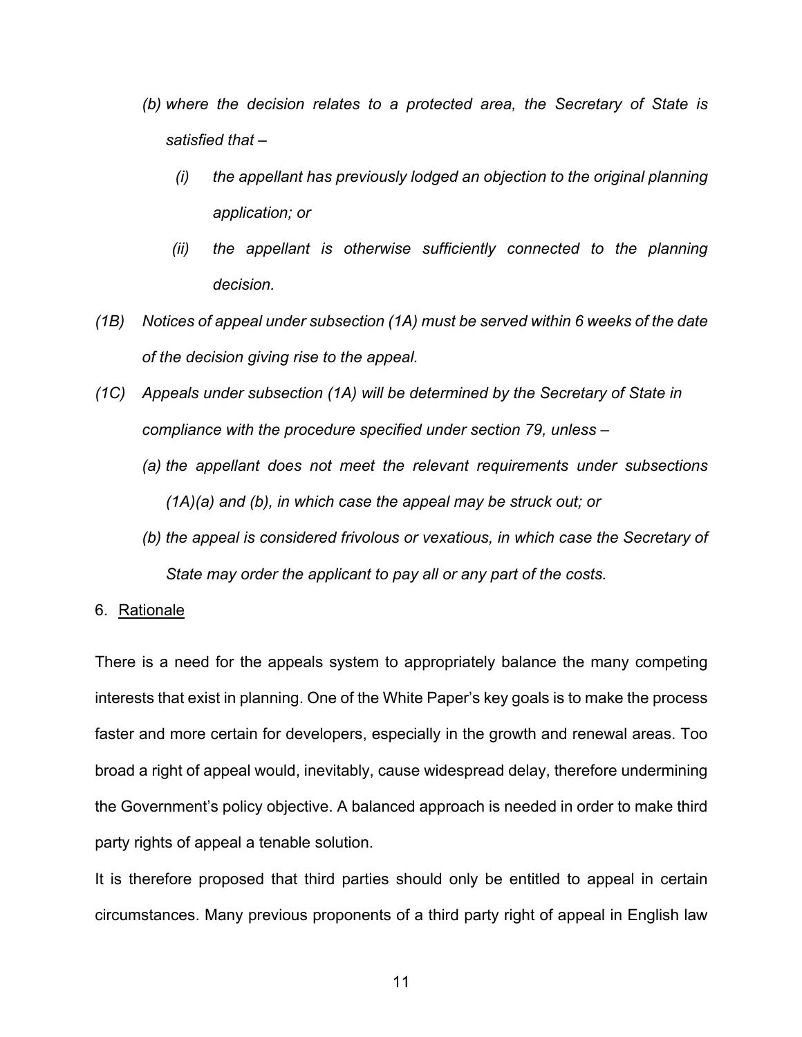*(b) where the decision relates to a protected area, the Secretary of State is satisfied that –*

*(i) the appellant has previously lodged an objection to the original planning application; or*

*(ii) the appellant is otherwise sufficiently connected to the planning decision.*

*(1B) Notices of appeal under subsection (1A) must be served within 6 weeks of the date of the decision giving rise to the appeal.*

*(1C) Appeals under subsection (1A) will be determined by the Secretary of State in compliance with the procedure specified under section 79, unless –*

*(a) the appellant does not meet the relevant requirements under subsections (1A)(a) and (b), in which case the appeal may be struck out; or*

*(b) the appeal is considered frivolous or vexatious, in which case the Secretary of State may order the applicant to pay all or any part of the costs.*

6. <u>Rationale</u>

There is a need for the appeals system to appropriately balance the many competing interests that exist in planning. One of the White Paper's key goals is to make the process faster and more certain for developers, especially in the growth and renewal areas. Too broad a right of appeal would, inevitably, cause widespread delay, therefore undermining the Government's policy objective. A balanced approach is needed in order to make third party rights of appeal a tenable solution.

It is therefore proposed that third parties should only be entitled to appeal in certain circumstances. Many previous proponents of a third party right of appeal in English law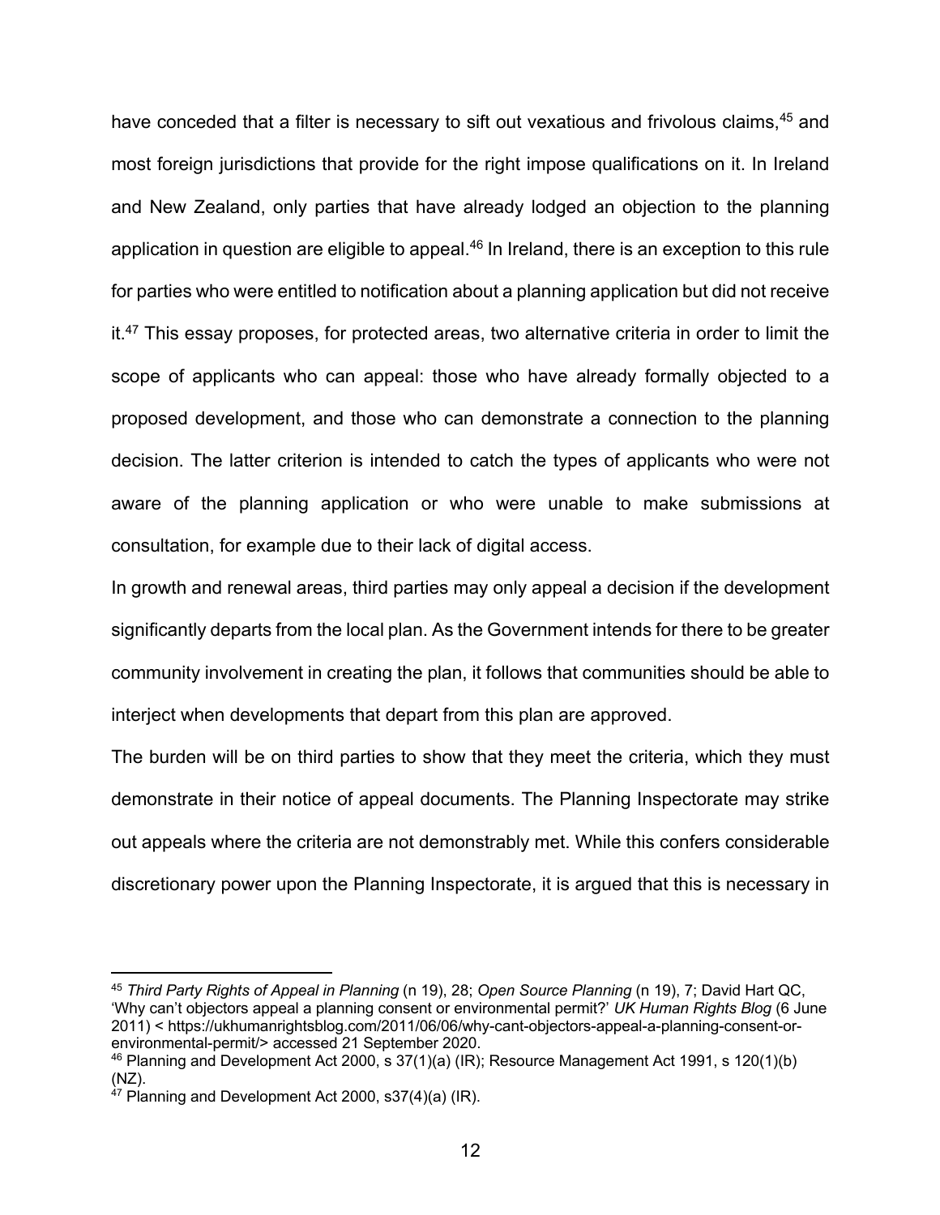have conceded that a filter is necessary to sift out vexatious and frivolous claims,[45] and most foreign jurisdictions that provide for the right impose qualifications on it. In Ireland and New Zealand, only parties that have already lodged an objection to the planning application in question are eligible to appeal.[46] In Ireland, there is an exception to this rule for parties who were entitled to notification about a planning application but did not receive it.[47] This essay proposes, for protected areas, two alternative criteria in order to limit the scope of applicants who can appeal: those who have already formally objected to a proposed development, and those who can demonstrate a connection to the planning decision. The latter criterion is intended to catch the types of applicants who were not aware of the planning application or who were unable to make submissions at consultation, for example due to their lack of digital access.

In growth and renewal areas, third parties may only appeal a decision if the development significantly departs from the local plan. As the Government intends for there to be greater community involvement in creating the plan, it follows that communities should be able to interject when developments that depart from this plan are approved.

The burden will be on third parties to show that they meet the criteria, which they must demonstrate in their notice of appeal documents. The Planning Inspectorate may strike out appeals where the criteria are not demonstrably met. While this confers considerable discretionary power upon the Planning Inspectorate, it is argued that this is necessary in

---

[45] *Third Party Rights of Appeal in Planning* (n 19), 28; *Open Source Planning* (n 19), 7; David Hart QC, 'Why can't objectors appeal a planning consent or environmental permit?' *UK Human Rights Blog* (6 June 2011) < https://ukhumanrightsblog.com/2011/06/06/why-cant-objectors-appeal-a-planning-consent-or-environmental-permit/> accessed 21 September 2020.

[46] Planning and Development Act 2000, s 37(1)(a) (IR); Resource Management Act 1991, s 120(1)(b) (NZ).

[47] Planning and Development Act 2000, s37(4)(a) (IR).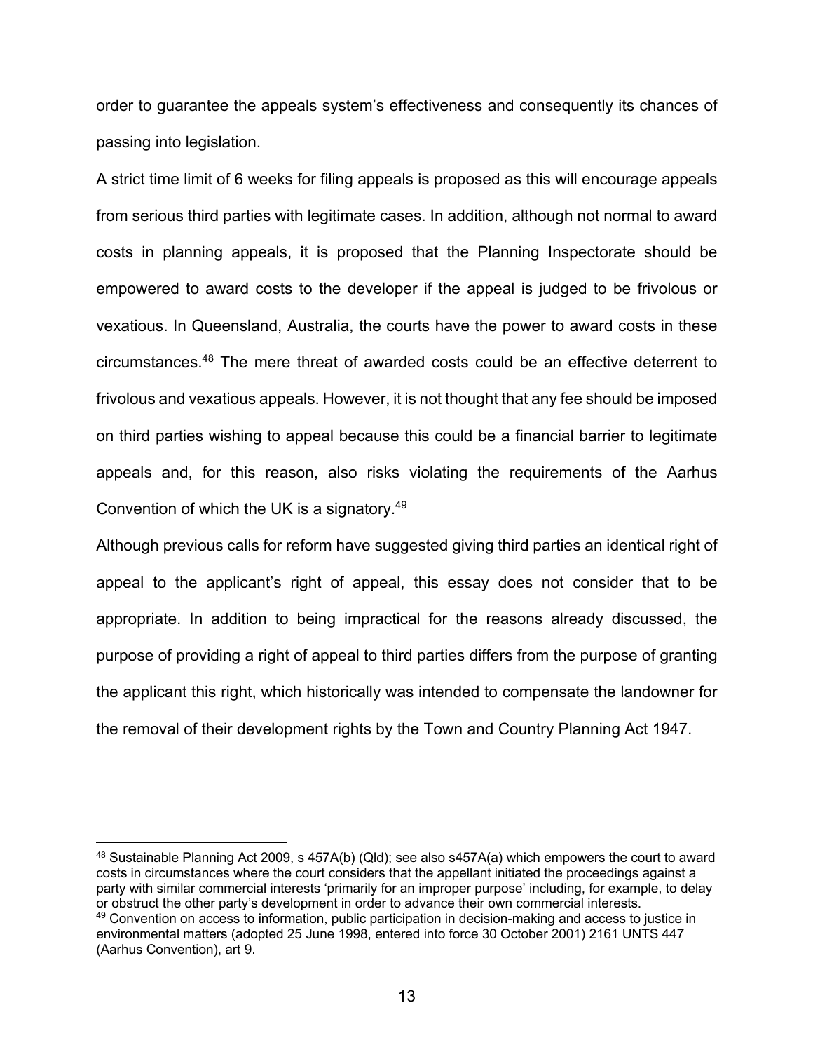order to guarantee the appeals system's effectiveness and consequently its chances of passing into legislation.

A strict time limit of 6 weeks for filing appeals is proposed as this will encourage appeals from serious third parties with legitimate cases. In addition, although not normal to award costs in planning appeals, it is proposed that the Planning Inspectorate should be empowered to award costs to the developer if the appeal is judged to be frivolous or vexatious. In Queensland, Australia, the courts have the power to award costs in these circumstances.[48] The mere threat of awarded costs could be an effective deterrent to frivolous and vexatious appeals. However, it is not thought that any fee should be imposed on third parties wishing to appeal because this could be a financial barrier to legitimate appeals and, for this reason, also risks violating the requirements of the Aarhus Convention of which the UK is a signatory.[49]

Although previous calls for reform have suggested giving third parties an identical right of appeal to the applicant's right of appeal, this essay does not consider that to be appropriate. In addition to being impractical for the reasons already discussed, the purpose of providing a right of appeal to third parties differs from the purpose of granting the applicant this right, which historically was intended to compensate the landowner for the removal of their development rights by the Town and Country Planning Act 1947.

---

[48] Sustainable Planning Act 2009, s 457A(b) (Qld); see also s457A(a) which empowers the court to award costs in circumstances where the court considers that the appellant initiated the proceedings against a party with similar commercial interests 'primarily for an improper purpose' including, for example, to delay or obstruct the other party's development in order to advance their own commercial interests.

[49] Convention on access to information, public participation in decision-making and access to justice in environmental matters (adopted 25 June 1998, entered into force 30 October 2001) 2161 UNTS 447 (Aarhus Convention), art 9.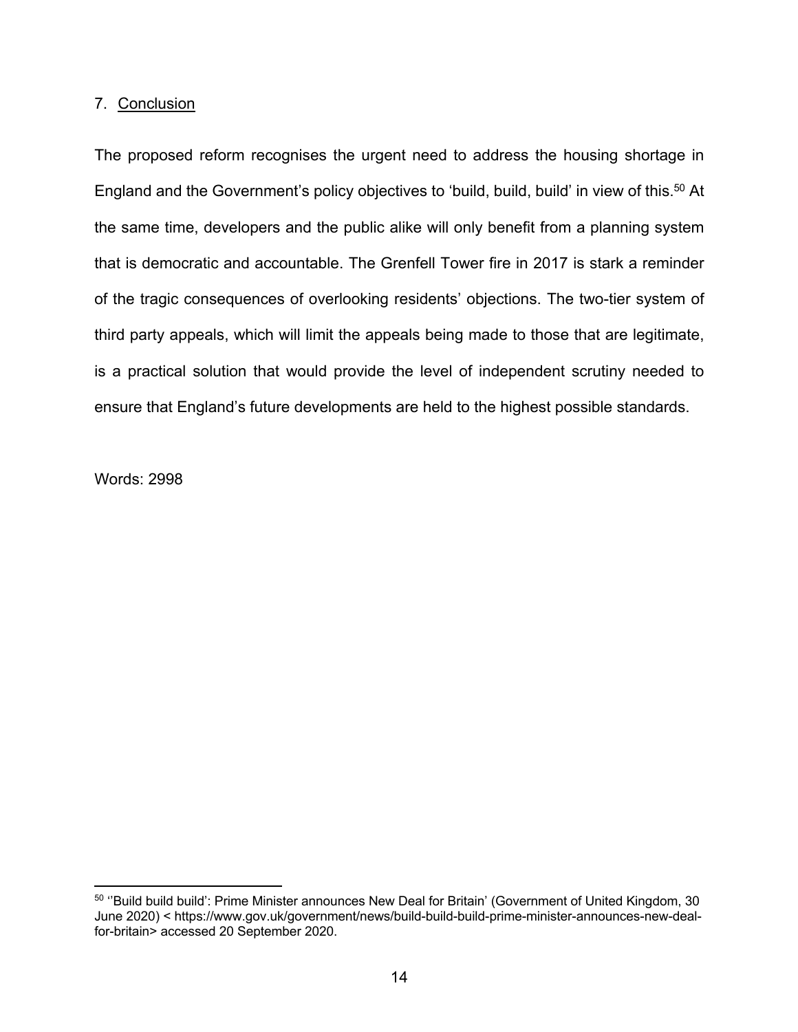## 7. Conclusion

The proposed reform recognises the urgent need to address the housing shortage in England and the Government's policy objectives to 'build, build, build' in view of this.[50] At the same time, developers and the public alike will only benefit from a planning system that is democratic and accountable. The Grenfell Tower fire in 2017 is stark a reminder of the tragic consequences of overlooking residents' objections. The two-tier system of third party appeals, which will limit the appeals being made to those that are legitimate, is a practical solution that would provide the level of independent scrutiny needed to ensure that England's future developments are held to the highest possible standards.

Words: 2998

[50] ''Build build build': Prime Minister announces New Deal for Britain' (Government of United Kingdom, 30 June 2020) < https://www.gov.uk/government/news/build-build-build-prime-minister-announces-new-deal-for-britain> accessed 20 September 2020.